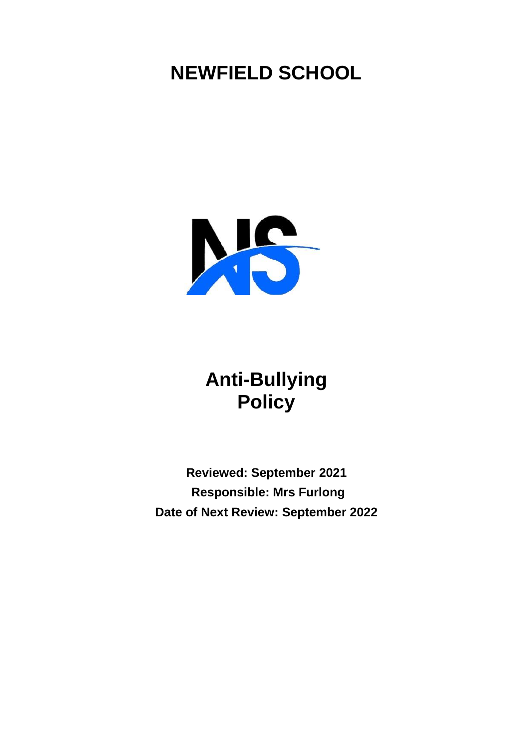# NEWFIELD SCHOOL

# Anti-Bullying Policy

**Reviewed: September 2021**

**Responsible: Mrs Furlong**

**Date of Next Review: September 2022**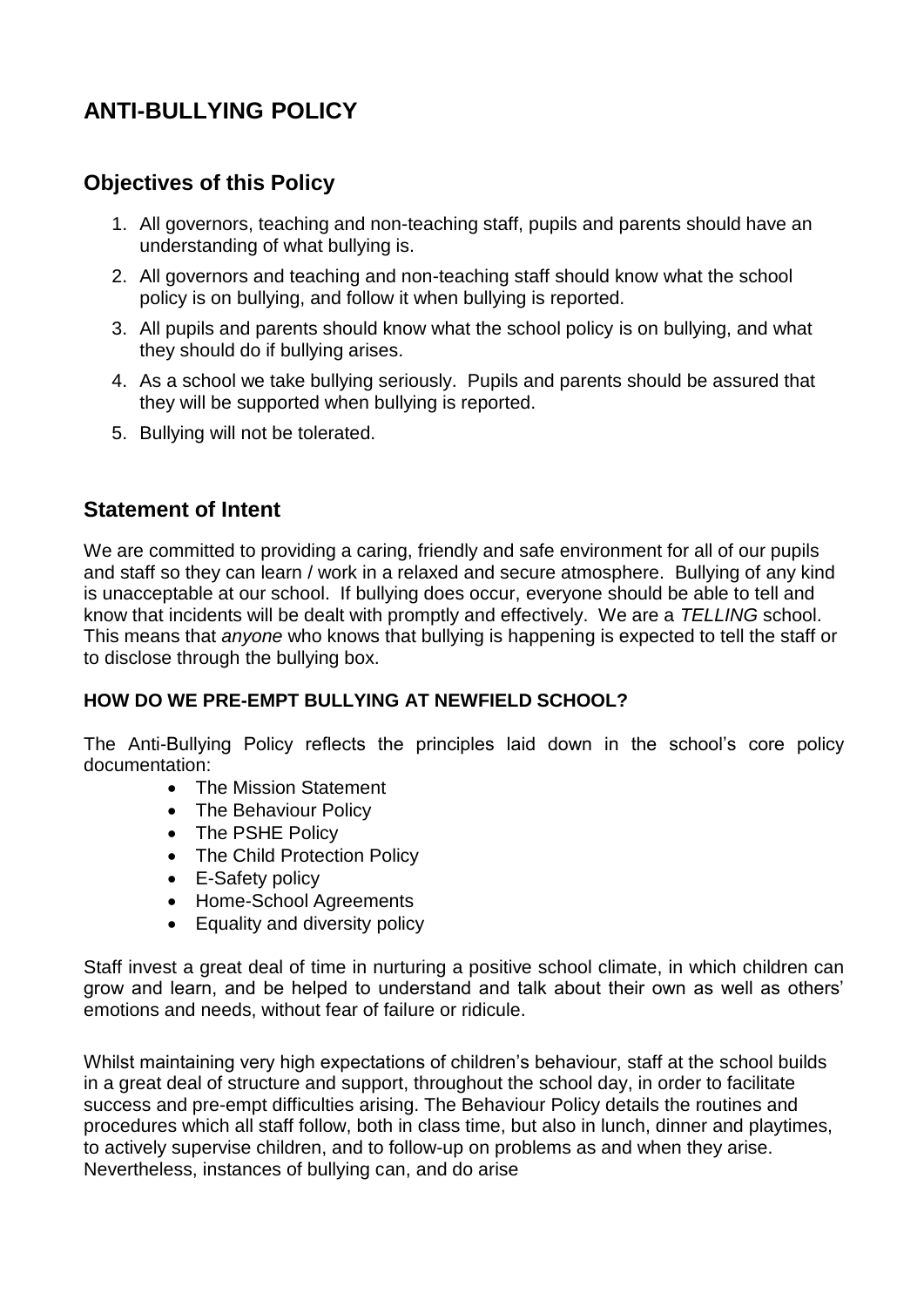# ANTI-BULLYING POLICY

## Objectives of this Policy

1. All governors, teaching and non-teaching staff, pupils and parents should have an understanding of what bullying is.
2. All governors and teaching and non-teaching staff should know what the school policy is on bullying, and follow it when bullying is reported.
3. All pupils and parents should know what the school policy is on bullying, and what they should do if bullying arises.
4. As a school we take bullying seriously. Pupils and parents should be assured that they will be supported when bullying is reported.
5. Bullying will not be tolerated.

## Statement of Intent

We are committed to providing a caring, friendly and safe environment for all of our pupils and staff so they can learn / work in a relaxed and secure atmosphere. Bullying of any kind is unacceptable at our school. If bullying does occur, everyone should be able to tell and know that incidents will be dealt with promptly and effectively. We are a *TELLING* school. This means that *anyone* who knows that bullying is happening is expected to tell the staff or to disclose through the bullying box.

**HOW DO WE PRE-EMPT BULLYING AT NEWFIELD SCHOOL?**

The Anti-Bullying Policy reflects the principles laid down in the school's core policy documentation:

- The Mission Statement
- The Behaviour Policy
- The PSHE Policy
- The Child Protection Policy
- E-Safety policy
- Home-School Agreements
- Equality and diversity policy

Staff invest a great deal of time in nurturing a positive school climate, in which children can grow and learn, and be helped to understand and talk about their own as well as others' emotions and needs, without fear of failure or ridicule.

Whilst maintaining very high expectations of children's behaviour, staff at the school builds in a great deal of structure and support, throughout the school day, in order to facilitate success and pre-empt difficulties arising. The Behaviour Policy details the routines and procedures which all staff follow, both in class time, but also in lunch, dinner and playtimes, to actively supervise children, and to follow-up on problems as and when they arise. Nevertheless, instances of bullying can, and do arise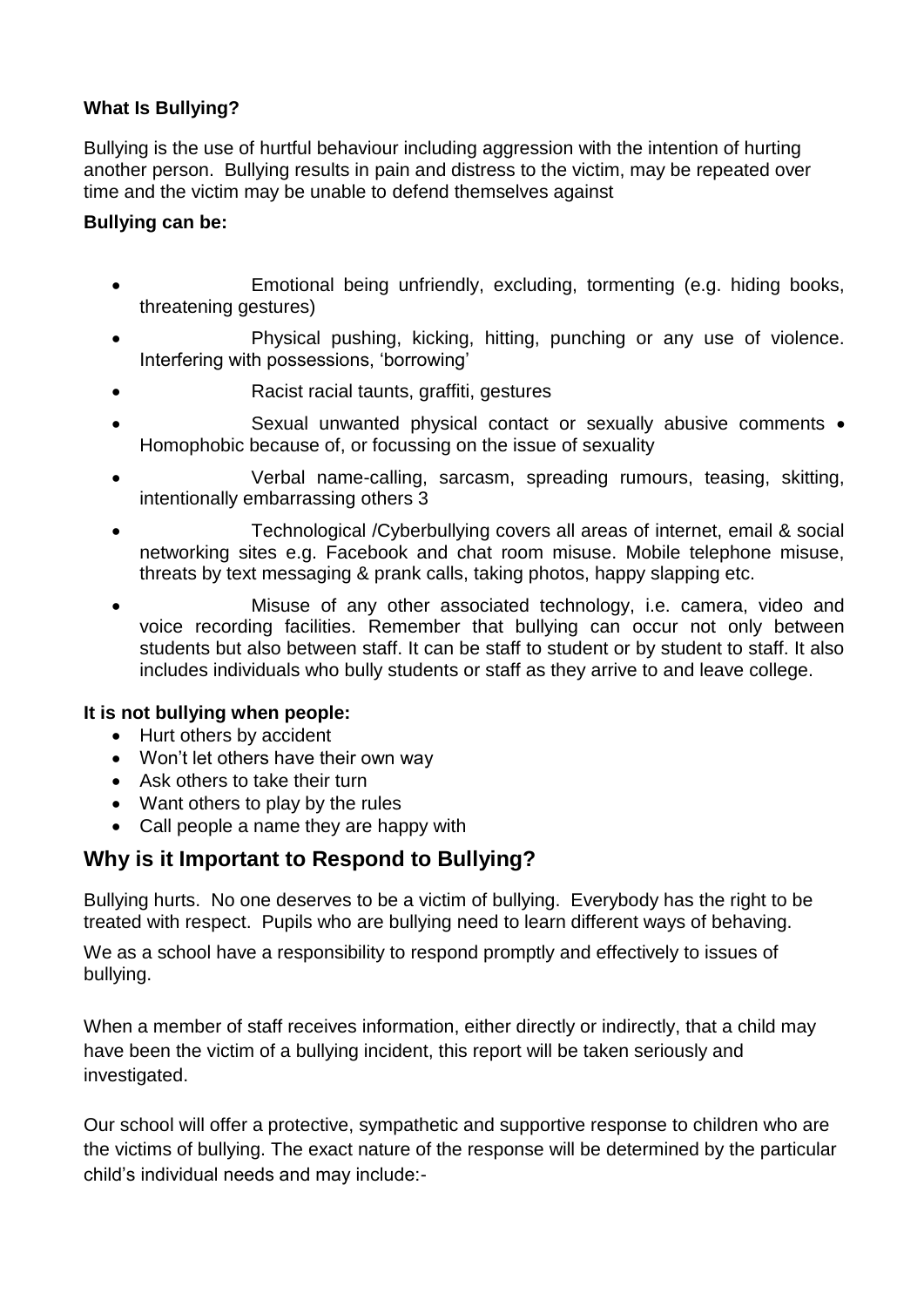**What Is Bullying?**

Bullying is the use of hurtful behaviour including aggression with the intention of hurting another person. Bullying results in pain and distress to the victim, may be repeated over time and the victim may be unable to defend themselves against

**Bullying can be:**

- Emotional being unfriendly, excluding, tormenting (e.g. hiding books, threatening gestures)
- Physical pushing, kicking, hitting, punching or any use of violence. Interfering with possessions, 'borrowing'
- Racist racial taunts, graffiti, gestures
- Sexual unwanted physical contact or sexually abusive comments • Homophobic because of, or focussing on the issue of sexuality
- Verbal name-calling, sarcasm, spreading rumours, teasing, skitting, intentionally embarrassing others 3
- Technological /Cyberbullying covers all areas of internet, email & social networking sites e.g. Facebook and chat room misuse. Mobile telephone misuse, threats by text messaging & prank calls, taking photos, happy slapping etc.
- Misuse of any other associated technology, i.e. camera, video and voice recording facilities. Remember that bullying can occur not only between students but also between staff. It can be staff to student or by student to staff. It also includes individuals who bully students or staff as they arrive to and leave college.

**It is not bullying when people:**

- Hurt others by accident
- Won't let others have their own way
- Ask others to take their turn
- Want others to play by the rules
- Call people a name they are happy with

## Why is it Important to Respond to Bullying?

Bullying hurts. No one deserves to be a victim of bullying. Everybody has the right to be treated with respect. Pupils who are bullying need to learn different ways of behaving.

We as a school have a responsibility to respond promptly and effectively to issues of bullying.

When a member of staff receives information, either directly or indirectly, that a child may have been the victim of a bullying incident, this report will be taken seriously and investigated.

Our school will offer a protective, sympathetic and supportive response to children who are the victims of bullying. The exact nature of the response will be determined by the particular child's individual needs and may include:-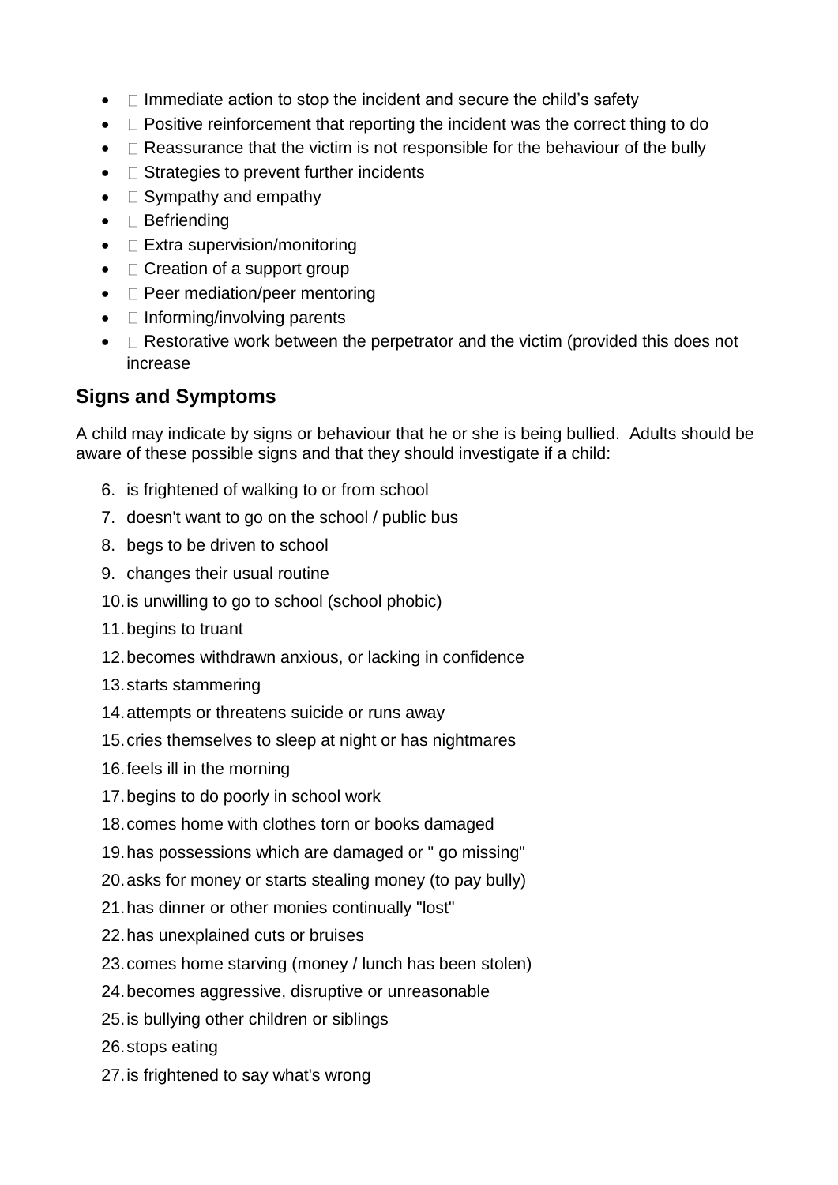- Immediate action to stop the incident and secure the child’s safety
- Positive reinforcement that reporting the incident was the correct thing to do
- Reassurance that the victim is not responsible for the behaviour of the bully
- Strategies to prevent further incidents
- Sympathy and empathy
- Befriending
- Extra supervision/monitoring
- Creation of a support group
- Peer mediation/peer mentoring
- Informing/involving parents
- Restorative work between the perpetrator and the victim (provided this does not increase

## Signs and Symptoms

A child may indicate by signs or behaviour that he or she is being bullied. Adults should be aware of these possible signs and that they should investigate if a child:

6. is frightened of walking to or from school
7. doesn't want to go on the school / public bus
8. begs to be driven to school
9. changes their usual routine
10. is unwilling to go to school (school phobic)
11. begins to truant
12. becomes withdrawn anxious, or lacking in confidence
13. starts stammering
14. attempts or threatens suicide or runs away
15. cries themselves to sleep at night or has nightmares
16. feels ill in the morning
17. begins to do poorly in school work
18. comes home with clothes torn or books damaged
19. has possessions which are damaged or " go missing"
20. asks for money or starts stealing money (to pay bully)
21. has dinner or other monies continually "lost"
22. has unexplained cuts or bruises
23. comes home starving (money / lunch has been stolen)
24. becomes aggressive, disruptive or unreasonable
25. is bullying other children or siblings
26. stops eating
27. is frightened to say what's wrong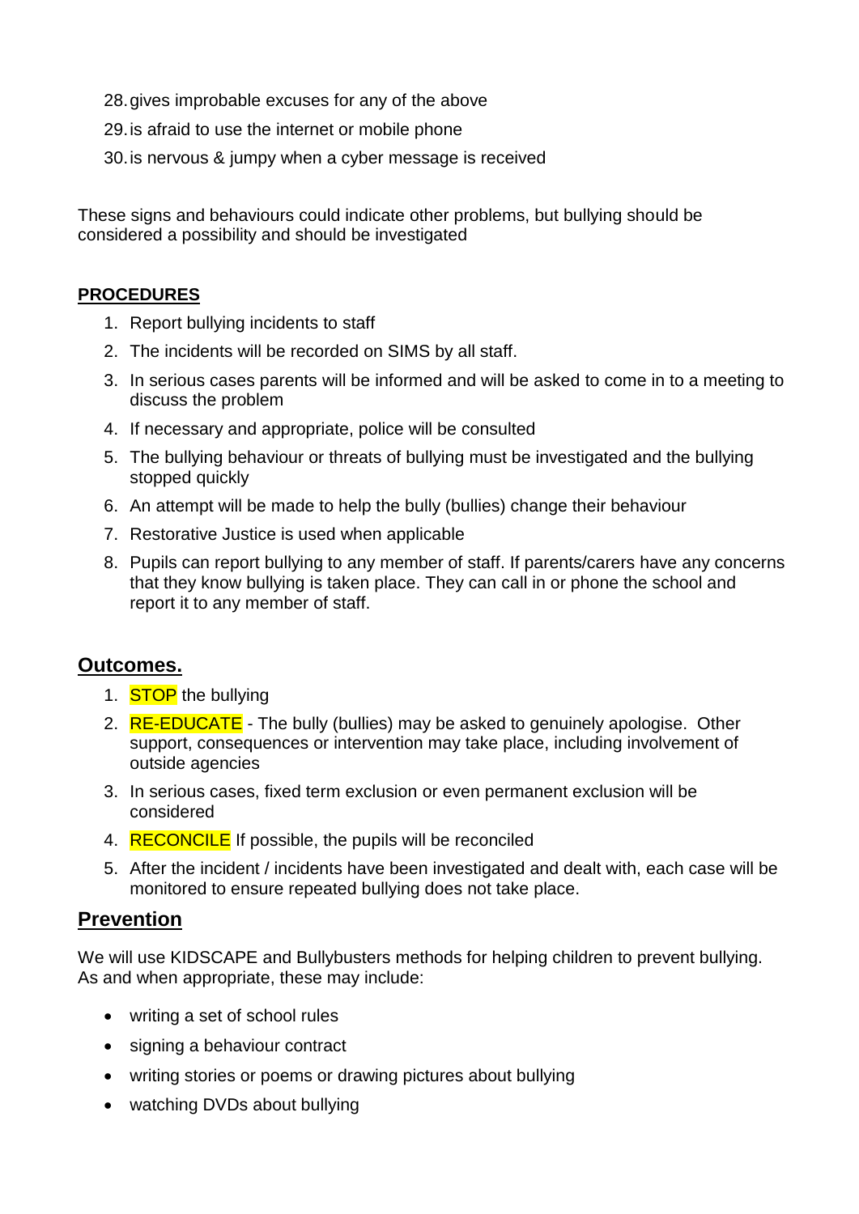28. gives improbable excuses for any of the above
29. is afraid to use the internet or mobile phone
30. is nervous & jumpy when a cyber message is received

These signs and behaviours could indicate other problems, but bullying should be considered a possibility and should be investigated

**PROCEDURES**

1. Report bullying incidents to staff
2. The incidents will be recorded on SIMS by all staff.
3. In serious cases parents will be informed and will be asked to come in to a meeting to discuss the problem
4. If necessary and appropriate, police will be consulted
5. The bullying behaviour or threats of bullying must be investigated and the bullying stopped quickly
6. An attempt will be made to help the bully (bullies) change their behaviour
7. Restorative Justice is used when applicable
8. Pupils can report bullying to any member of staff. If parents/carers have any concerns that they know bullying is taken place. They can call in or phone the school and report it to any member of staff.

## Outcomes.

1. STOP the bullying
2. RE-EDUCATE - The bully (bullies) may be asked to genuinely apologise. Other support, consequences or intervention may take place, including involvement of outside agencies
3. In serious cases, fixed term exclusion or even permanent exclusion will be considered
4. RECONCILE If possible, the pupils will be reconciled
5. After the incident / incidents have been investigated and dealt with, each case will be monitored to ensure repeated bullying does not take place.

## Prevention

We will use KIDSCAPE and Bullybusters methods for helping children to prevent bullying. As and when appropriate, these may include:

- writing a set of school rules
- signing a behaviour contract
- writing stories or poems or drawing pictures about bullying
- watching DVDs about bullying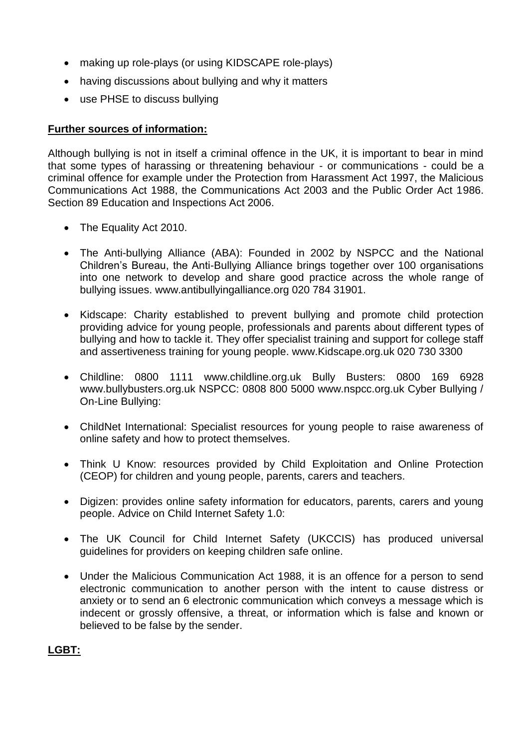- making up role-plays (or using KIDSCAPE role-plays)
- having discussions about bullying and why it matters
- use PHSE to discuss bullying

**Further sources of information:**

Although bullying is not in itself a criminal offence in the UK, it is important to bear in mind that some types of harassing or threatening behaviour - or communications - could be a criminal offence for example under the Protection from Harassment Act 1997, the Malicious Communications Act 1988, the Communications Act 2003 and the Public Order Act 1986. Section 89 Education and Inspections Act 2006.

- The Equality Act 2010.
- The Anti-bullying Alliance (ABA): Founded in 2002 by NSPCC and the National Children's Bureau, the Anti-Bullying Alliance brings together over 100 organisations into one network to develop and share good practice across the whole range of bullying issues. www.antibullyingalliance.org 020 784 31901.
- Kidscape: Charity established to prevent bullying and promote child protection providing advice for young people, professionals and parents about different types of bullying and how to tackle it. They offer specialist training and support for college staff and assertiveness training for young people. www.Kidscape.org.uk 020 730 3300
- Childline: 0800 1111 www.childline.org.uk Bully Busters: 0800 169 6928 www.bullybusters.org.uk NSPCC: 0808 800 5000 www.nspcc.org.uk Cyber Bullying / On-Line Bullying:
- ChildNet International: Specialist resources for young people to raise awareness of online safety and how to protect themselves.
- Think U Know: resources provided by Child Exploitation and Online Protection (CEOP) for children and young people, parents, carers and teachers.
- Digizen: provides online safety information for educators, parents, carers and young people. Advice on Child Internet Safety 1.0:
- The UK Council for Child Internet Safety (UKCCIS) has produced universal guidelines for providers on keeping children safe online.
- Under the Malicious Communication Act 1988, it is an offence for a person to send electronic communication to another person with the intent to cause distress or anxiety or to send an 6 electronic communication which conveys a message which is indecent or grossly offensive, a threat, or information which is false and known or believed to be false by the sender.

**LGBT:**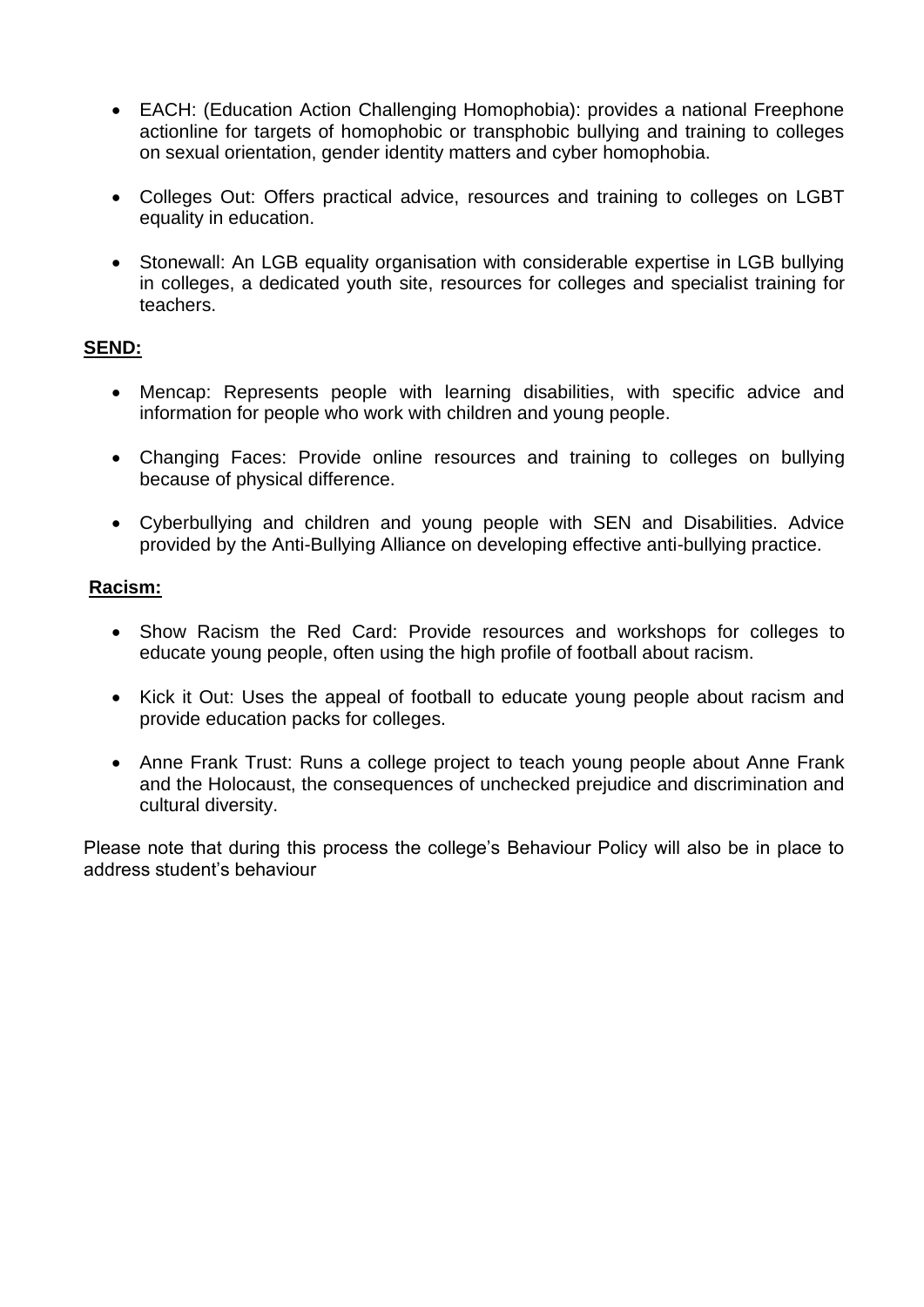- EACH: (Education Action Challenging Homophobia): provides a national Freephone actionline for targets of homophobic or transphobic bullying and training to colleges on sexual orientation, gender identity matters and cyber homophobia.

- Colleges Out: Offers practical advice, resources and training to colleges on LGBT equality in education.

- Stonewall: An LGB equality organisation with considerable expertise in LGB bullying in colleges, a dedicated youth site, resources for colleges and specialist training for teachers.

**SEND:**

- Mencap: Represents people with learning disabilities, with specific advice and information for people who work with children and young people.

- Changing Faces: Provide online resources and training to colleges on bullying because of physical difference.

- Cyberbullying and children and young people with SEN and Disabilities. Advice provided by the Anti-Bullying Alliance on developing effective anti-bullying practice.

**Racism:**

- Show Racism the Red Card: Provide resources and workshops for colleges to educate young people, often using the high profile of football about racism.

- Kick it Out: Uses the appeal of football to educate young people about racism and provide education packs for colleges.

- Anne Frank Trust: Runs a college project to teach young people about Anne Frank and the Holocaust, the consequences of unchecked prejudice and discrimination and cultural diversity.

Please note that during this process the college's Behaviour Policy will also be in place to address student's behaviour